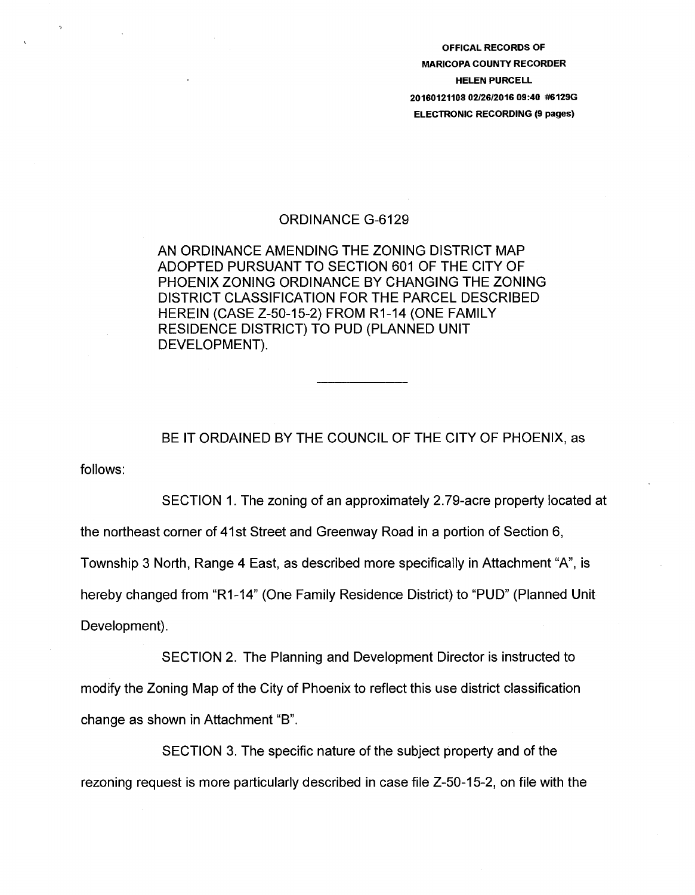OFFICAL RECORDS OF
MARICOPA COUNTY RECORDER
HELEN PURCELL
20160121108 02/26/2016 09:40 #6129G
ELECTRONIC RECORDING (9 pages)

# ORDINANCE G-6129

AN ORDINANCE AMENDING THE ZONING DISTRICT MAP ADOPTED PURSUANT TO SECTION 601 OF THE CITY OF PHOENIX ZONING ORDINANCE BY CHANGING THE ZONING DISTRICT CLASSIFICATION FOR THE PARCEL DESCRIBED HEREIN (CASE Z-50-15-2) FROM R1-14 (ONE FAMILY RESIDENCE DISTRICT) TO PUD (PLANNED UNIT DEVELOPMENT).

---

BE IT ORDAINED BY THE COUNCIL OF THE CITY OF PHOENIX, as follows:

SECTION 1. The zoning of an approximately 2.79-acre property located at the northeast corner of 41st Street and Greenway Road in a portion of Section 6, Township 3 North, Range 4 East, as described more specifically in Attachment "A", is hereby changed from "R1-14" (One Family Residence District) to "PUD" (Planned Unit Development).

SECTION 2. The Planning and Development Director is instructed to modify the Zoning Map of the City of Phoenix to reflect this use district classification change as shown in Attachment "B".

SECTION 3. The specific nature of the subject property and of the rezoning request is more particularly described in case file Z-50-15-2, on file with the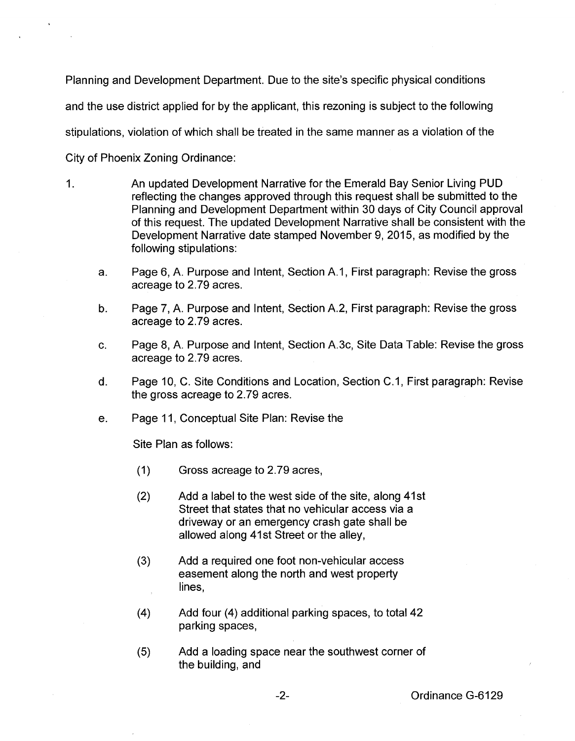Planning and Development Department. Due to the site's specific physical conditions and the use district applied for by the applicant, this rezoning is subject to the following stipulations, violation of which shall be treated in the same manner as a violation of the City of Phoenix Zoning Ordinance:

1. An updated Development Narrative for the Emerald Bay Senior Living PUD reflecting the changes approved through this request shall be submitted to the Planning and Development Department within 30 days of City Council approval of this request. The updated Development Narrative shall be consistent with the Development Narrative date stamped November 9, 2015, as modified by the following stipulations:

   a. Page 6, A. Purpose and Intent, Section A.1, First paragraph: Revise the gross acreage to 2.79 acres.

   b. Page 7, A. Purpose and Intent, Section A.2, First paragraph: Revise the gross acreage to 2.79 acres.

   c. Page 8, A. Purpose and Intent, Section A.3c, Site Data Table: Revise the gross acreage to 2.79 acres.

   d. Page 10, C. Site Conditions and Location, Section C.1, First paragraph: Revise the gross acreage to 2.79 acres.

   e. Page 11, Conceptual Site Plan: Revise the

      Site Plan as follows:

      (1) Gross acreage to 2.79 acres,

      (2) Add a label to the west side of the site, along 41st Street that states that no vehicular access via a driveway or an emergency crash gate shall be allowed along 41st Street or the alley,

      (3) Add a required one foot non-vehicular access easement along the north and west property lines,

      (4) Add four (4) additional parking spaces, to total 42 parking spaces,

      (5) Add a loading space near the southwest corner of the building, and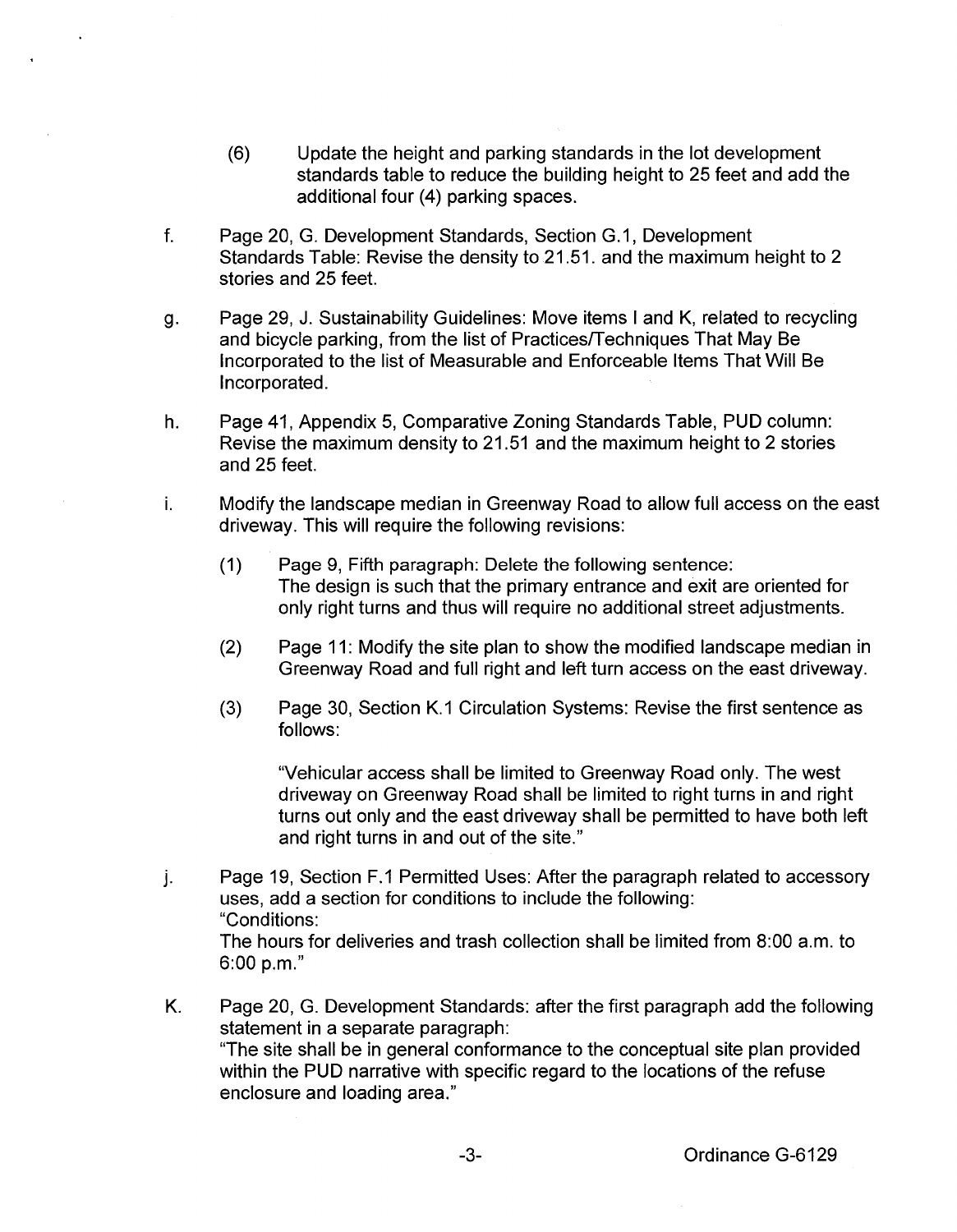(6) Update the height and parking standards in the lot development standards table to reduce the building height to 25 feet and add the additional four (4) parking spaces.

f. Page 20, G. Development Standards, Section G.1, Development Standards Table: Revise the density to 21.51. and the maximum height to 2 stories and 25 feet.

g. Page 29, J. Sustainability Guidelines: Move items I and K, related to recycling and bicycle parking, from the list of Practices/Techniques That May Be Incorporated to the list of Measurable and Enforceable Items That Will Be Incorporated.

h. Page 41, Appendix 5, Comparative Zoning Standards Table, PUD column: Revise the maximum density to 21.51 and the maximum height to 2 stories and 25 feet.

i. Modify the landscape median in Greenway Road to allow full access on the east driveway. This will require the following revisions:

   (1) Page 9, Fifth paragraph: Delete the following sentence: The design is such that the primary entrance and exit are oriented for only right turns and thus will require no additional street adjustments.

   (2) Page 11: Modify the site plan to show the modified landscape median in Greenway Road and full right and left turn access on the east driveway.

   (3) Page 30, Section K.1 Circulation Systems: Revise the first sentence as follows:

   "Vehicular access shall be limited to Greenway Road only. The west driveway on Greenway Road shall be limited to right turns in and right turns out only and the east driveway shall be permitted to have both left and right turns in and out of the site."

j. Page 19, Section F.1 Permitted Uses: After the paragraph related to accessory uses, add a section for conditions to include the following:
"Conditions:
The hours for deliveries and trash collection shall be limited from 8:00 a.m. to 6:00 p.m."

K. Page 20, G. Development Standards: after the first paragraph add the following statement in a separate paragraph:
"The site shall be in general conformance to the conceptual site plan provided within the PUD narrative with specific regard to the locations of the refuse enclosure and loading area."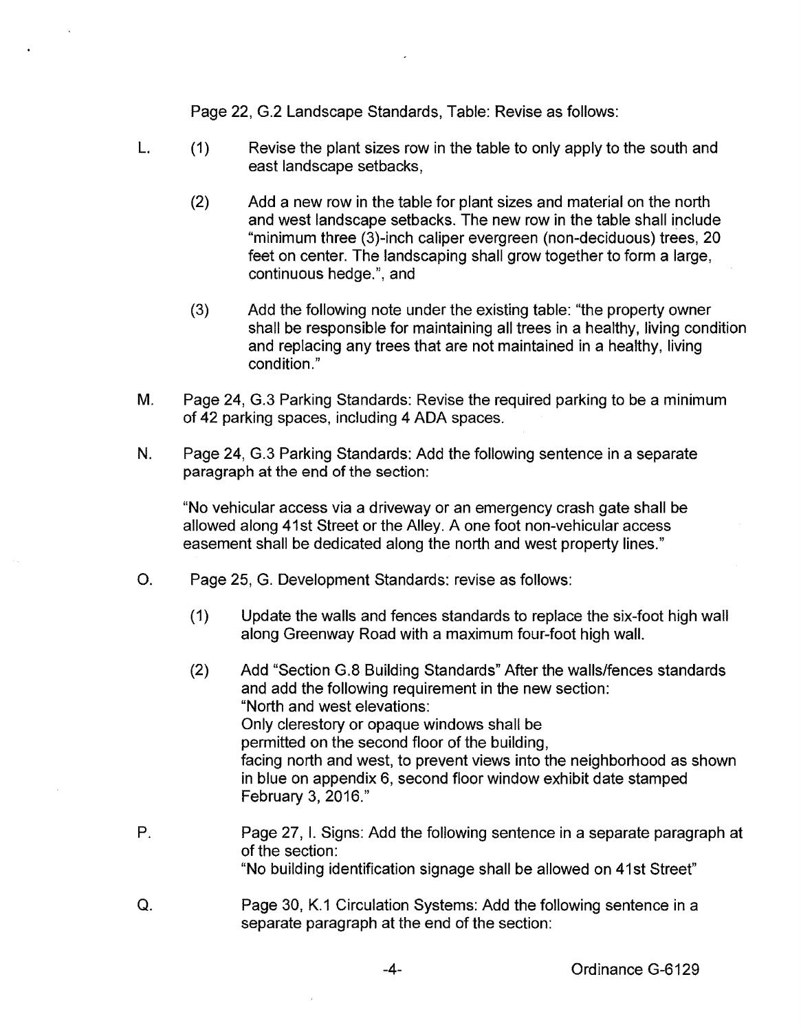Page 22, G.2 Landscape Standards, Table: Revise as follows:

L. (1) Revise the plant sizes row in the table to only apply to the south and east landscape setbacks,

   (2) Add a new row in the table for plant sizes and material on the north and west landscape setbacks. The new row in the table shall include "minimum three (3)-inch caliper evergreen (non-deciduous) trees, 20 feet on center. The landscaping shall grow together to form a large, continuous hedge.", and

   (3) Add the following note under the existing table: "the property owner shall be responsible for maintaining all trees in a healthy, living condition and replacing any trees that are not maintained in a healthy, living condition."

M. Page 24, G.3 Parking Standards: Revise the required parking to be a minimum of 42 parking spaces, including 4 ADA spaces.

N. Page 24, G.3 Parking Standards: Add the following sentence in a separate paragraph at the end of the section:

   "No vehicular access via a driveway or an emergency crash gate shall be allowed along 41st Street or the Alley. A one foot non-vehicular access easement shall be dedicated along the north and west property lines."

O. Page 25, G. Development Standards: revise as follows:

   (1) Update the walls and fences standards to replace the six-foot high wall along Greenway Road with a maximum four-foot high wall.

   (2) Add "Section G.8 Building Standards" After the walls/fences standards and add the following requirement in the new section:
   "North and west elevations:
   Only clerestory or opaque windows shall be
   permitted on the second floor of the building,
   facing north and west, to prevent views into the neighborhood as shown in blue on appendix 6, second floor window exhibit date stamped February 3, 2016."

P. Page 27, I. Signs: Add the following sentence in a separate paragraph at of the section:
   "No building identification signage shall be allowed on 41st Street"

Q. Page 30, K.1 Circulation Systems: Add the following sentence in a separate paragraph at the end of the section: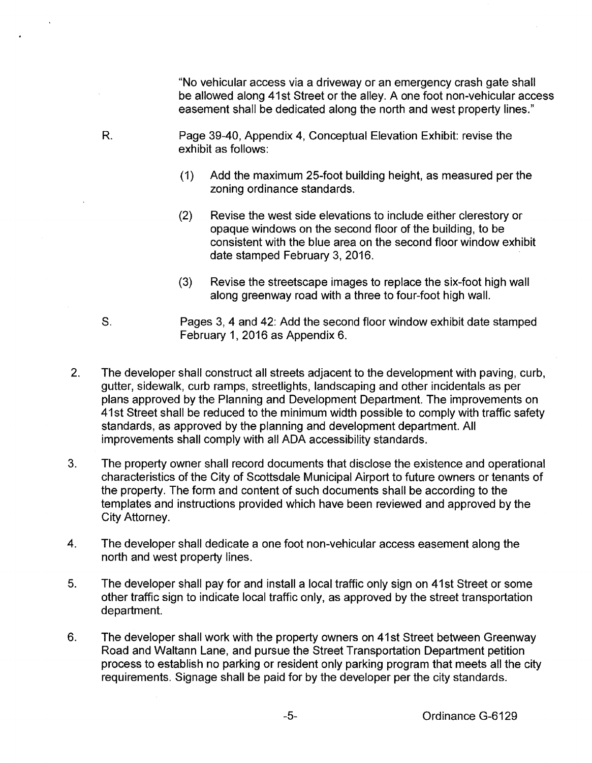"No vehicular access via a driveway or an emergency crash gate shall be allowed along 41st Street or the alley. A one foot non-vehicular access easement shall be dedicated along the north and west property lines."

R. Page 39-40, Appendix 4, Conceptual Elevation Exhibit: revise the exhibit as follows:

(1) Add the maximum 25-foot building height, as measured per the zoning ordinance standards.

(2) Revise the west side elevations to include either clerestory or opaque windows on the second floor of the building, to be consistent with the blue area on the second floor window exhibit date stamped February 3, 2016.

(3) Revise the streetscape images to replace the six-foot high wall along greenway road with a three to four-foot high wall.

S. Pages 3, 4 and 42: Add the second floor window exhibit date stamped February 1, 2016 as Appendix 6.

2. The developer shall construct all streets adjacent to the development with paving, curb, gutter, sidewalk, curb ramps, streetlights, landscaping and other incidentals as per plans approved by the Planning and Development Department. The improvements on 41st Street shall be reduced to the minimum width possible to comply with traffic safety standards, as approved by the planning and development department. All improvements shall comply with all ADA accessibility standards.

3. The property owner shall record documents that disclose the existence and operational characteristics of the City of Scottsdale Municipal Airport to future owners or tenants of the property. The form and content of such documents shall be according to the templates and instructions provided which have been reviewed and approved by the City Attorney.

4. The developer shall dedicate a one foot non-vehicular access easement along the north and west property lines.

5. The developer shall pay for and install a local traffic only sign on 41st Street or some other traffic sign to indicate local traffic only, as approved by the street transportation department.

6. The developer shall work with the property owners on 41st Street between Greenway Road and Waltann Lane, and pursue the Street Transportation Department petition process to establish no parking or resident only parking program that meets all the city requirements. Signage shall be paid for by the developer per the city standards.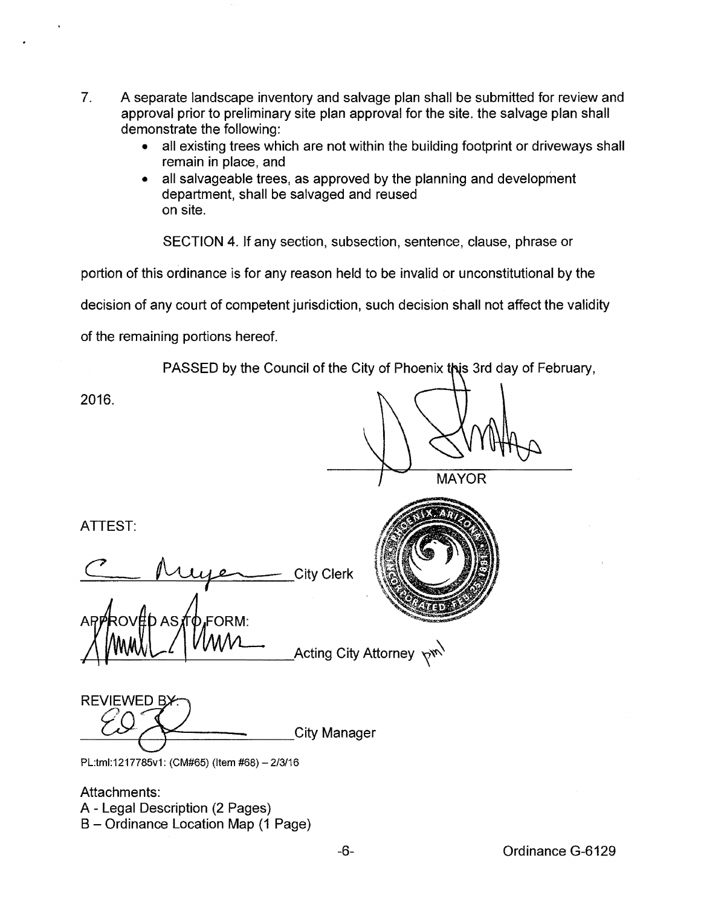7. A separate landscape inventory and salvage plan shall be submitted for review and approval prior to preliminary site plan approval for the site. the salvage plan shall demonstrate the following:
   - all existing trees which are not within the building footprint or driveways shall remain in place, and
   - all salvageable trees, as approved by the planning and development department, shall be salvaged and reused on site.

SECTION 4. If any section, subsection, sentence, clause, phrase or portion of this ordinance is for any reason held to be invalid or unconstitutional by the decision of any court of competent jurisdiction, such decision shall not affect the validity of the remaining portions hereof.

PASSED by the Council of the City of Phoenix this 3rd day of February, 2016.

MAYOR

ATTEST:

City Clerk

APPROVED AS TO FORM:

Acting City Attorney

REVIEWED BY:

City Manager

PL:tml:1217785v1: (CM#65) (Item #68) – 2/3/16

Attachments:
A - Legal Description (2 Pages)
B – Ordinance Location Map (1 Page)

Ordinance G-6129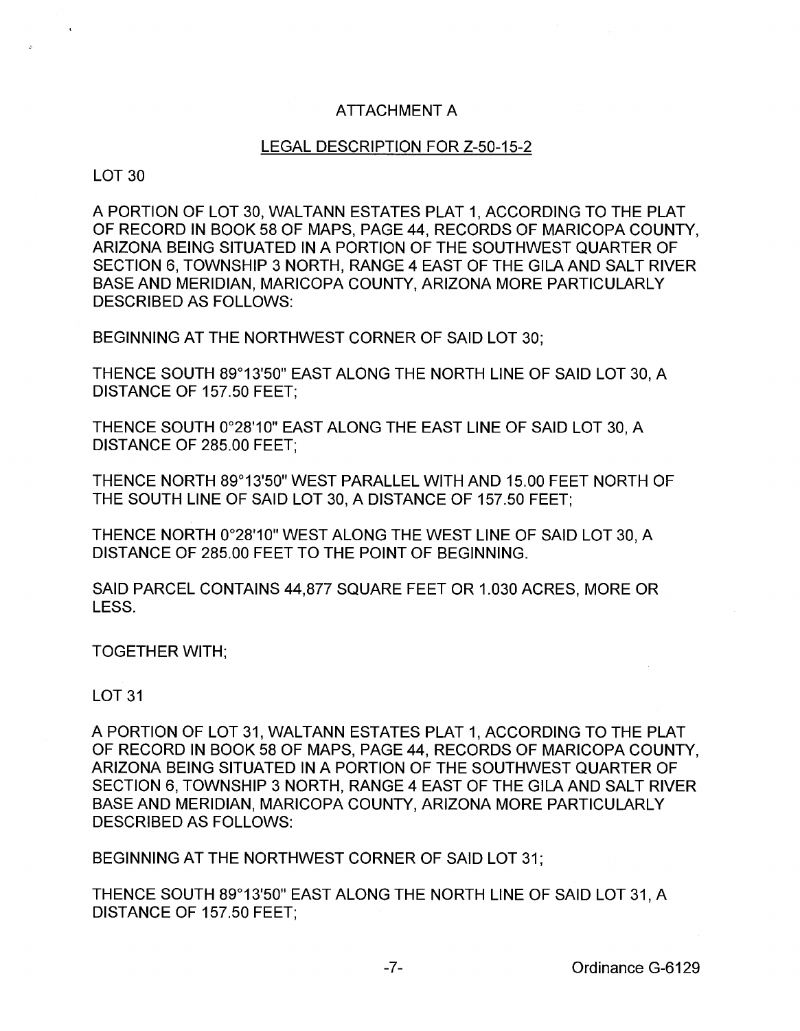## ATTACHMENT A

## LEGAL DESCRIPTION FOR Z-50-15-2

LOT 30

A PORTION OF LOT 30, WALTANN ESTATES PLAT 1, ACCORDING TO THE PLAT OF RECORD IN BOOK 58 OF MAPS, PAGE 44, RECORDS OF MARICOPA COUNTY, ARIZONA BEING SITUATED IN A PORTION OF THE SOUTHWEST QUARTER OF SECTION 6, TOWNSHIP 3 NORTH, RANGE 4 EAST OF THE GILA AND SALT RIVER BASE AND MERIDIAN, MARICOPA COUNTY, ARIZONA MORE PARTICULARLY DESCRIBED AS FOLLOWS:

BEGINNING AT THE NORTHWEST CORNER OF SAID LOT 30;

THENCE SOUTH 89°13'50" EAST ALONG THE NORTH LINE OF SAID LOT 30, A DISTANCE OF 157.50 FEET;

THENCE SOUTH 0°28'10" EAST ALONG THE EAST LINE OF SAID LOT 30, A DISTANCE OF 285.00 FEET;

THENCE NORTH 89°13'50" WEST PARALLEL WITH AND 15.00 FEET NORTH OF THE SOUTH LINE OF SAID LOT 30, A DISTANCE OF 157.50 FEET;

THENCE NORTH 0°28'10" WEST ALONG THE WEST LINE OF SAID LOT 30, A DISTANCE OF 285.00 FEET TO THE POINT OF BEGINNING.

SAID PARCEL CONTAINS 44,877 SQUARE FEET OR 1.030 ACRES, MORE OR LESS.

TOGETHER WITH;

LOT 31

A PORTION OF LOT 31, WALTANN ESTATES PLAT 1, ACCORDING TO THE PLAT OF RECORD IN BOOK 58 OF MAPS, PAGE 44, RECORDS OF MARICOPA COUNTY, ARIZONA BEING SITUATED IN A PORTION OF THE SOUTHWEST QUARTER OF SECTION 6, TOWNSHIP 3 NORTH, RANGE 4 EAST OF THE GILA AND SALT RIVER BASE AND MERIDIAN, MARICOPA COUNTY, ARIZONA MORE PARTICULARLY DESCRIBED AS FOLLOWS:

BEGINNING AT THE NORTHWEST CORNER OF SAID LOT 31;

THENCE SOUTH 89°13'50" EAST ALONG THE NORTH LINE OF SAID LOT 31, A DISTANCE OF 157.50 FEET;

Ordinance G-6129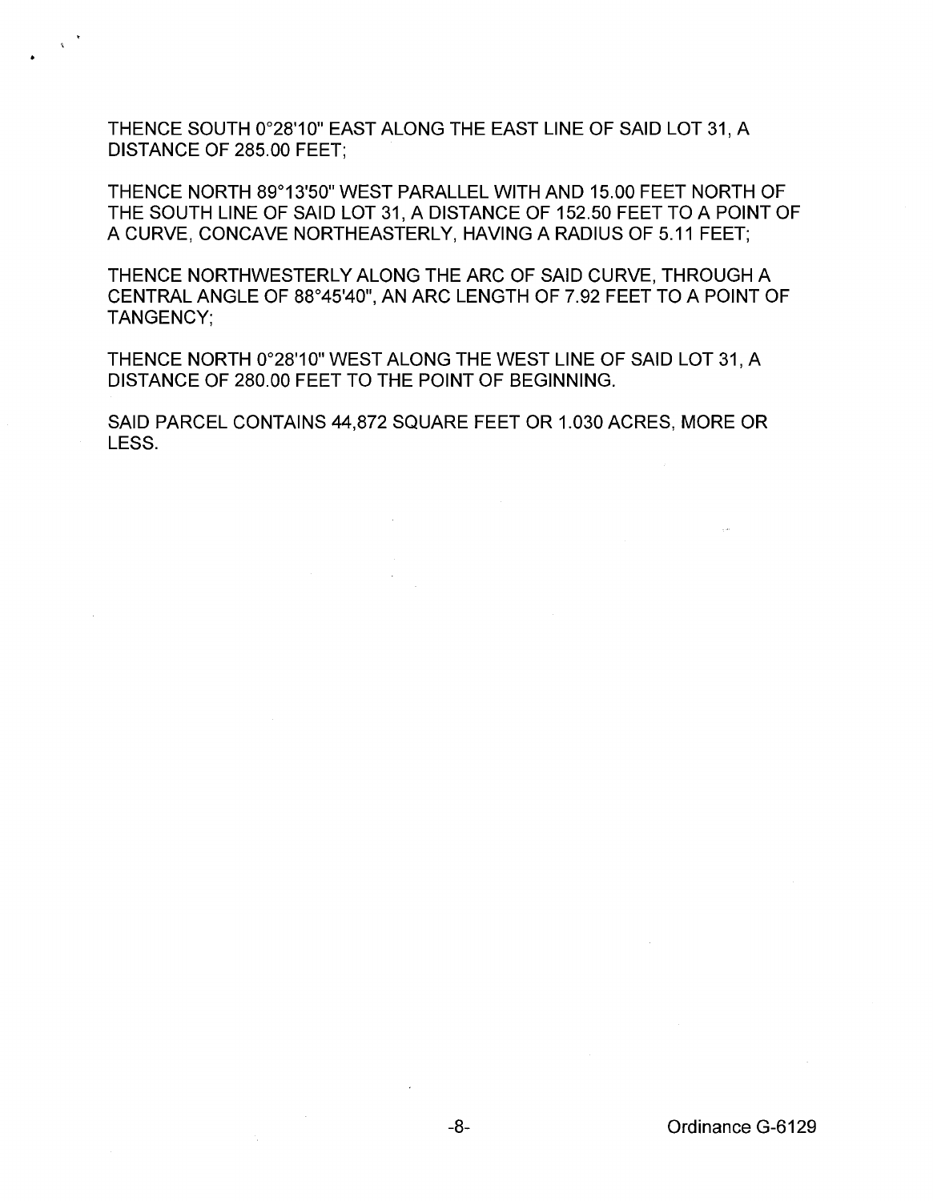THENCE SOUTH 0°28'10" EAST ALONG THE EAST LINE OF SAID LOT 31, A DISTANCE OF 285.00 FEET;

THENCE NORTH 89°13'50" WEST PARALLEL WITH AND 15.00 FEET NORTH OF THE SOUTH LINE OF SAID LOT 31, A DISTANCE OF 152.50 FEET TO A POINT OF A CURVE, CONCAVE NORTHEASTERLY, HAVING A RADIUS OF 5.11 FEET;

THENCE NORTHWESTERLY ALONG THE ARC OF SAID CURVE, THROUGH A CENTRAL ANGLE OF 88°45'40", AN ARC LENGTH OF 7.92 FEET TO A POINT OF TANGENCY;

THENCE NORTH 0°28'10" WEST ALONG THE WEST LINE OF SAID LOT 31, A DISTANCE OF 280.00 FEET TO THE POINT OF BEGINNING.

SAID PARCEL CONTAINS 44,872 SQUARE FEET OR 1.030 ACRES, MORE OR LESS.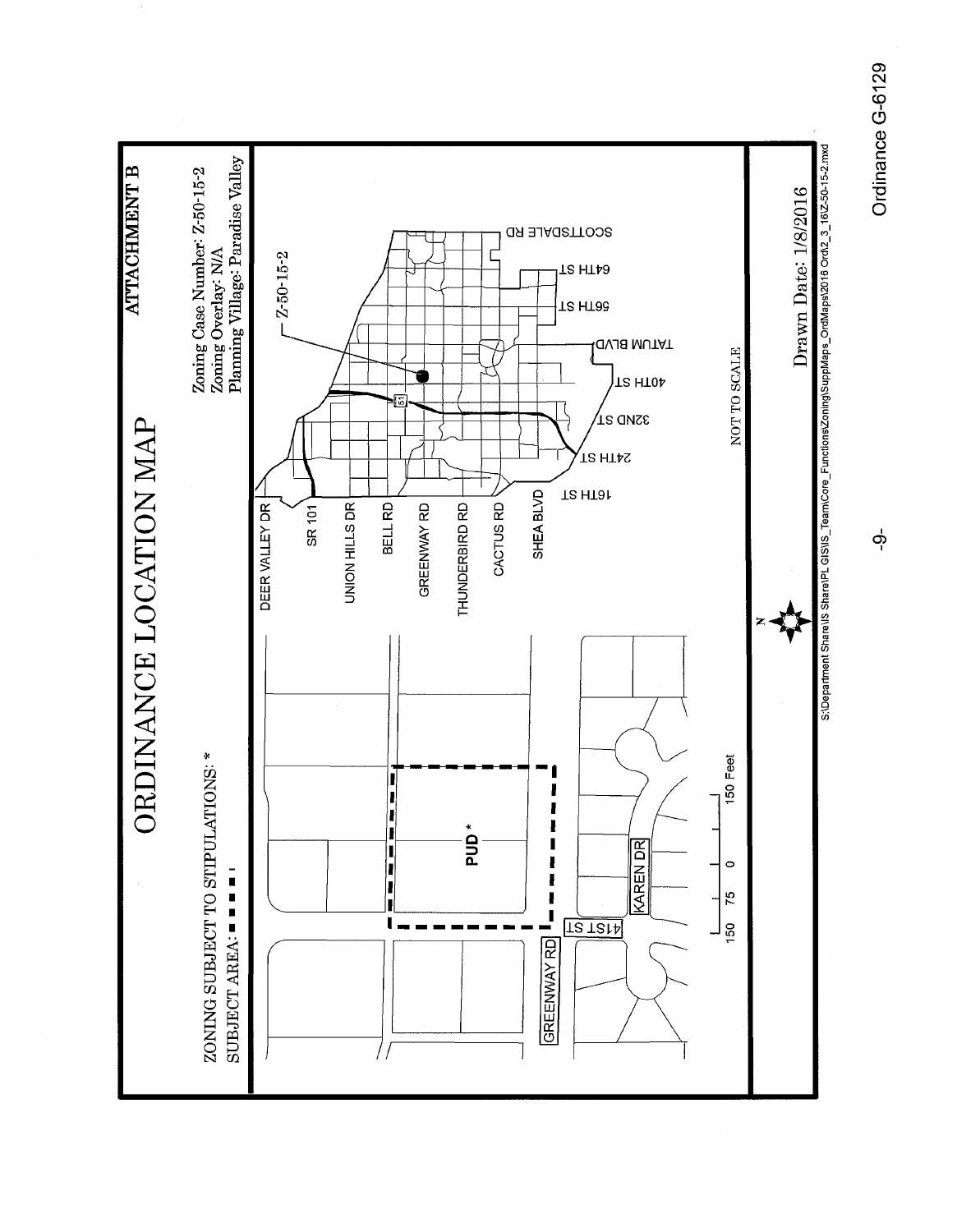# ORDINANCE LOCATION MAP

**ATTACHMENT B**

ZONING SUBJECT TO STIPULATIONS: *

SUBJECT AREA: ■ ■ ■ ■ ■

Zoning Case Number: Z-50-15-2
Zoning Overlay: N/A
Planning Village: Paradise Valley

PUD *

GREENWAY RD

41ST ST

KAREN DR

150 75 0 150 Feet

DEER VALLEY DR
SR 101
UNION HILLS DR
BELL RD
GREENWAY RD
THUNDERBIRD RD
CACTUS RD
SHEA BLVD

16TH ST
24TH ST
32ND ST
40TH ST
TATUM BLVD
56TH ST
64TH ST
SCOTTSDALE RD

51

Z-50-15-2

NOT TO SCALE

N

Drawn Date: 1/8/2016

S:\Department Share\IS Share\PL GIS\IS_Team\Core_Functions\Zoning\SuppMaps_OrdMaps\2016 Ord\2_3_16\Z-50-15-2.mxd

Ordinance G-6129